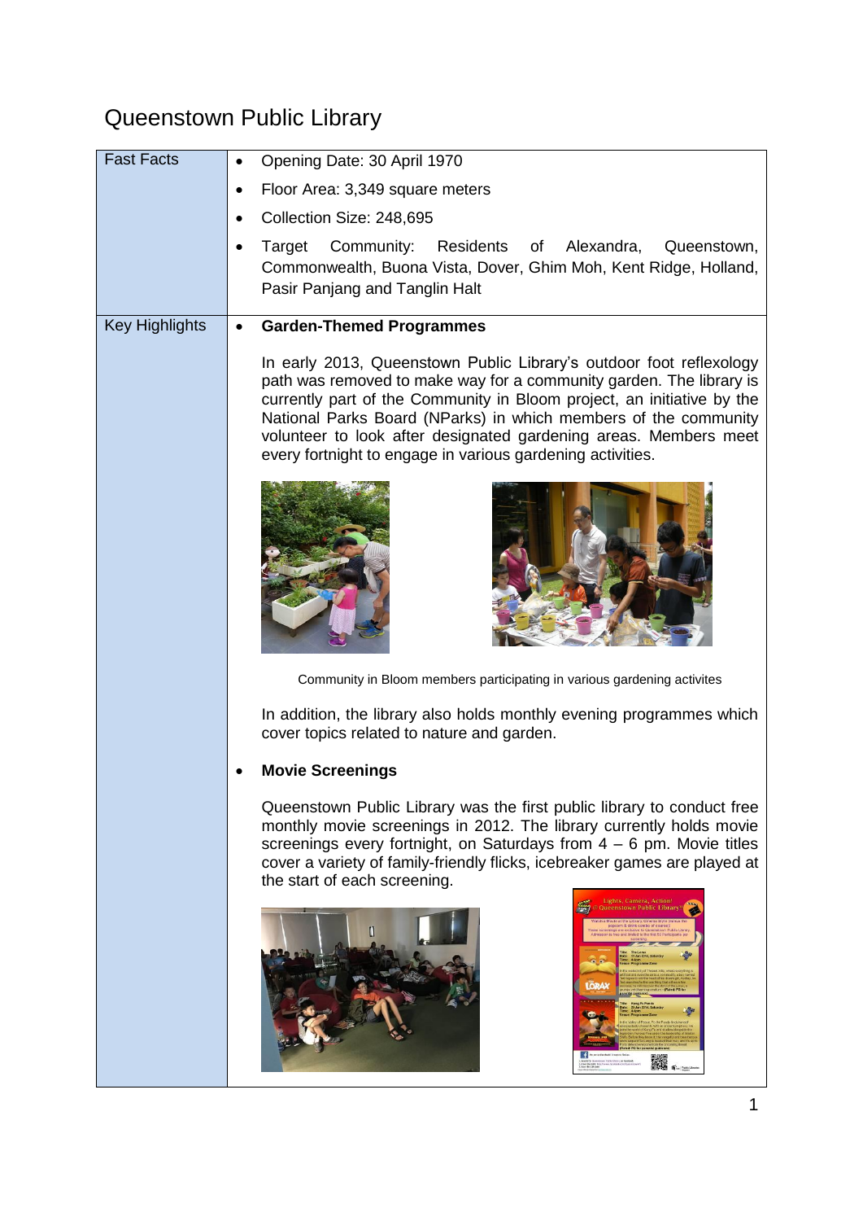# Queenstown Public Library

| | |
|---|---|
| Fast Facts | • Opening Date: 30 April 1970<br>• Floor Area: 3,349 square meters<br>• Collection Size: 248,695<br>• Target Community: Residents of Alexandra, Queenstown, Commonwealth, Buona Vista, Dover, Ghim Moh, Kent Ridge, Holland, Pasir Panjang and Tanglin Halt |
| Key Highlights | • **Garden-Themed Programmes**<br><br>In early 2013, Queenstown Public Library's outdoor foot reflexology path was removed to make way for a community garden. The library is currently part of the Community in Bloom project, an initiative by the National Parks Board (NParks) in which members of the community volunteer to look after designated gardening areas. Members meet every fortnight to engage in various gardening activities.<br><br>Community in Bloom members participating in various gardening activites<br><br>In addition, the library also holds monthly evening programmes which cover topics related to nature and garden.<br><br>• **Movie Screenings**<br><br>Queenstown Public Library was the first public library to conduct free monthly movie screenings in 2012. The library currently holds movie screenings every fortnight, on Saturdays from 4 – 6 pm. Movie titles cover a variety of family-friendly flicks, icebreaker games are played at the start of each screening. |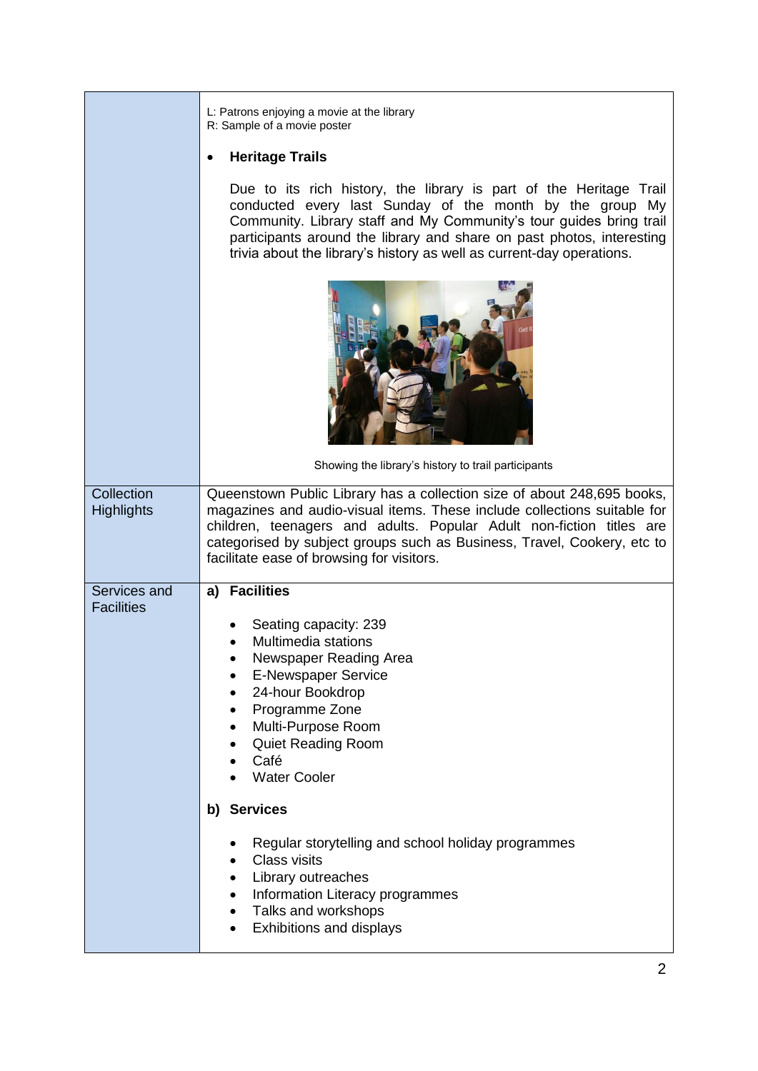| | |
|---|---|
| | L: Patrons enjoying a movie at the library<br>R: Sample of a movie poster<br><br>• **Heritage Trails**<br><br>Due to its rich history, the library is part of the Heritage Trail conducted every last Sunday of the month by the group My Community. Library staff and My Community's tour guides bring trail participants around the library and share on past photos, interesting trivia about the library's history as well as current-day operations.<br><br>Showing the library's history to trail participants |
| Collection Highlights | Queenstown Public Library has a collection size of about 248,695 books, magazines and audio-visual items. These include collections suitable for children, teenagers and adults. Popular Adult non-fiction titles are categorised by subject groups such as Business, Travel, Cookery, etc to facilitate ease of browsing for visitors. |
| Services and Facilities | **a) Facilities**<br><br>• Seating capacity: 239<br>• Multimedia stations<br>• Newspaper Reading Area<br>• E-Newspaper Service<br>• 24-hour Bookdrop<br>• Programme Zone<br>• Multi-Purpose Room<br>• Quiet Reading Room<br>• Café<br>• Water Cooler<br><br>**b) Services**<br><br>• Regular storytelling and school holiday programmes<br>• Class visits<br>• Library outreaches<br>• Information Literacy programmes<br>• Talks and workshops<br>• Exhibitions and displays |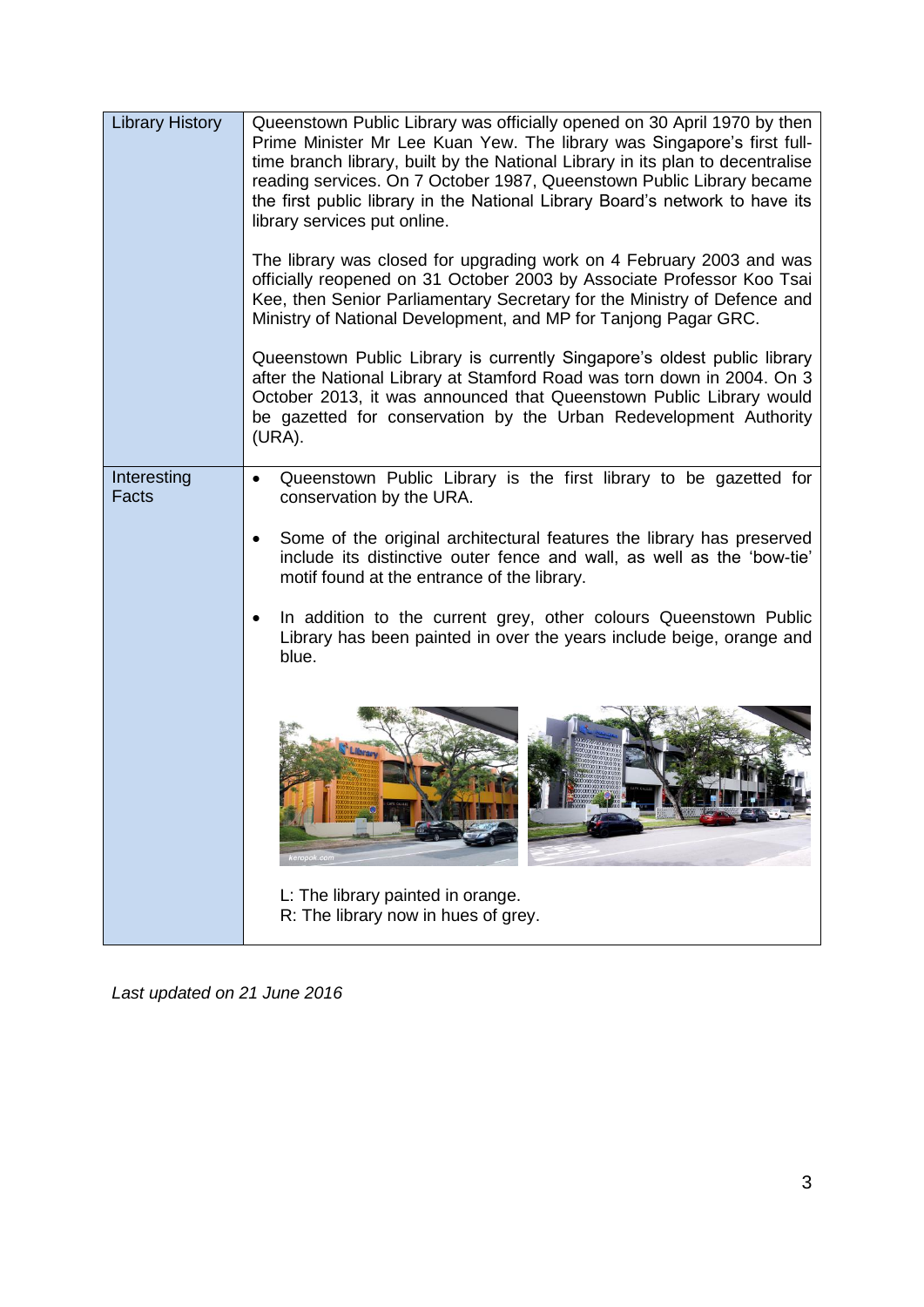| | |
|---|---|
| Library History | Queenstown Public Library was officially opened on 30 April 1970 by then Prime Minister Mr Lee Kuan Yew. The library was Singapore's first full-time branch library, built by the National Library in its plan to decentralise reading services. On 7 October 1987, Queenstown Public Library became the first public library in the National Library Board's network to have its library services put online.<br><br>The library was closed for upgrading work on 4 February 2003 and was officially reopened on 31 October 2003 by Associate Professor Koo Tsai Kee, then Senior Parliamentary Secretary for the Ministry of Defence and Ministry of National Development, and MP for Tanjong Pagar GRC.<br><br>Queenstown Public Library is currently Singapore's oldest public library after the National Library at Stamford Road was torn down in 2004. On 3 October 2013, it was announced that Queenstown Public Library would be gazetted for conservation by the Urban Redevelopment Authority (URA). |
| Interesting Facts | • Queenstown Public Library is the first library to be gazetted for conservation by the URA.<br><br>• Some of the original architectural features the library has preserved include its distinctive outer fence and wall, as well as the 'bow-tie' motif found at the entrance of the library.<br><br>• In addition to the current grey, other colours Queenstown Public Library has been painted in over the years include beige, orange and blue.<br><br>L: The library painted in orange.<br>R: The library now in hues of grey. |

*Last updated on 21 June 2016*